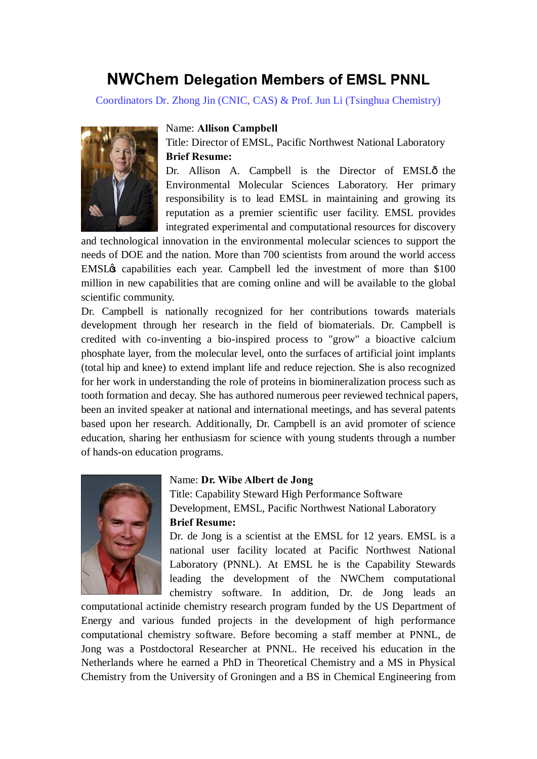# NWChem Delegation Members of EMSL PNNL

Coordinators Dr. Zhong Jin (CNIC, CAS) & Prof. Jun Li (Tsinghua Chemistry)

Name: **Allison Campbell**

Title: Director of EMSL, Pacific Northwest National Laboratory

**Brief Resume:**

Dr. Allison A. Campbell is the Director of EMSLô the Environmental Molecular Sciences Laboratory. Her primary responsibility is to lead EMSL in maintaining and growing its reputation as a premier scientific user facility. EMSL provides integrated experimental and computational resources for discovery and technological innovation in the environmental molecular sciences to support the needs of DOE and the nation. More than 700 scientists from around the world access EMSLȯs capabilities each year. Campbell led the investment of more than $100 million in new capabilities that are coming online and will be available to the global scientific community.

Dr. Campbell is nationally recognized for her contributions towards materials development through her research in the field of biomaterials. Dr. Campbell is credited with co-inventing a bio-inspired process to "grow" a bioactive calcium phosphate layer, from the molecular level, onto the surfaces of artificial joint implants (total hip and knee) to extend implant life and reduce rejection. She is also recognized for her work in understanding the role of proteins in biomineralization process such as tooth formation and decay. She has authored numerous peer reviewed technical papers, been an invited speaker at national and international meetings, and has several patents based upon her research. Additionally, Dr. Campbell is an avid promoter of science education, sharing her enthusiasm for science with young students through a number of hands-on education programs.

Name: **Dr. Wibe Albert de Jong**

Title: Capability Steward High Performance Software Development, EMSL, Pacific Northwest National Laboratory

**Brief Resume:**

Dr. de Jong is a scientist at the EMSL for 12 years. EMSL is a national user facility located at Pacific Northwest National Laboratory (PNNL). At EMSL he is the Capability Stewards leading the development of the NWChem computational chemistry software. In addition, Dr. de Jong leads an computational actinide chemistry research program funded by the US Department of Energy and various funded projects in the development of high performance computational chemistry software. Before becoming a staff member at PNNL, de Jong was a Postdoctoral Researcher at PNNL. He received his education in the Netherlands where he earned a PhD in Theoretical Chemistry and a MS in Physical Chemistry from the University of Groningen and a BS in Chemical Engineering from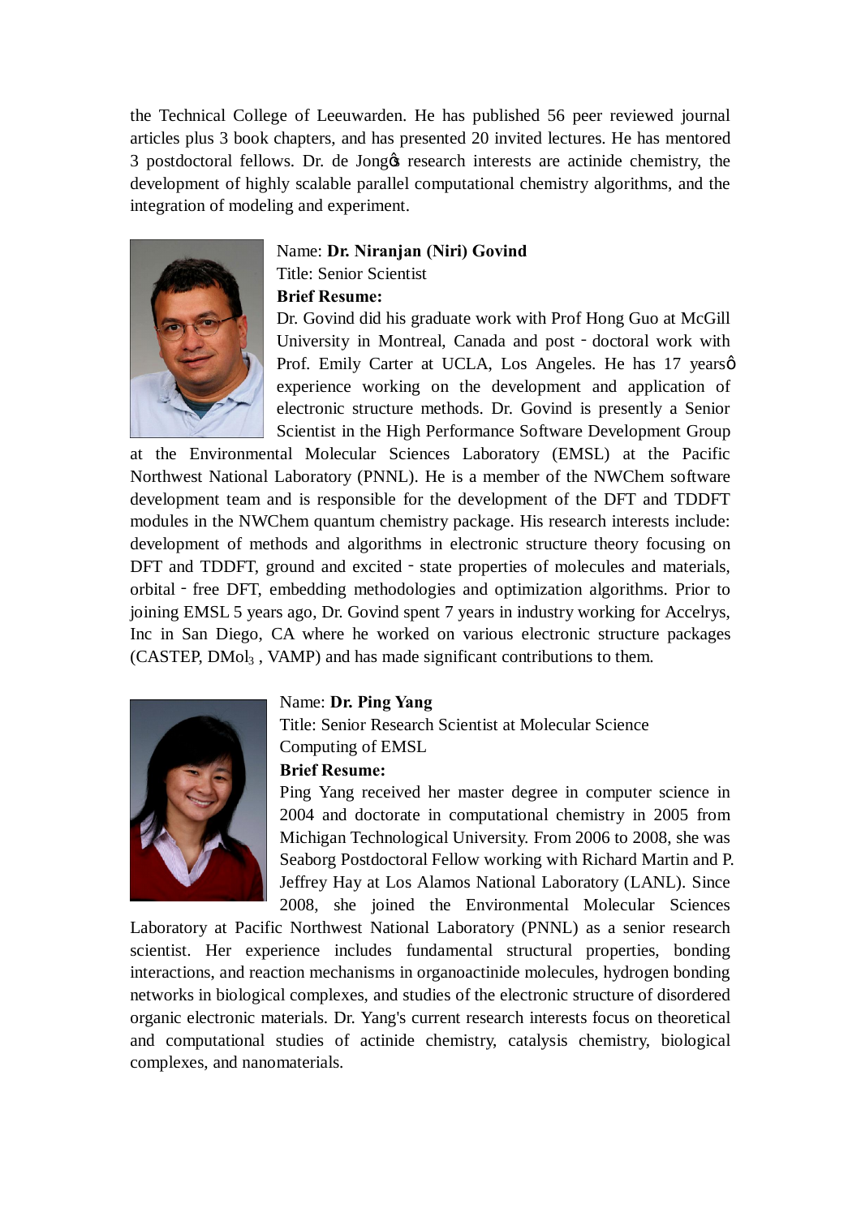the Technical College of Leeuwarden. He has published 56 peer reviewed journal articles plus 3 book chapters, and has presented 20 invited lectures. He has mentored 3 postdoctoral fellows. Dr. de Jongøs research interests are actinide chemistry, the development of highly scalable parallel computational chemistry algorithms, and the integration of modeling and experiment.

Name: **Dr. Niranjan (Niri) Govind**
Title: Senior Scientist
**Brief Resume:**
Dr. Govind did his graduate work with Prof Hong Guo at McGill University in Montreal, Canada and post‑doctoral work with Prof. Emily Carter at UCLA, Los Angeles. He has 17 yearsø experience working on the development and application of electronic structure methods. Dr. Govind is presently a Senior Scientist in the High Performance Software Development Group at the Environmental Molecular Sciences Laboratory (EMSL) at the Pacific Northwest National Laboratory (PNNL). He is a member of the NWChem software development team and is responsible for the development of the DFT and TDDFT modules in the NWChem quantum chemistry package. His research interests include: development of methods and algorithms in electronic structure theory focusing on DFT and TDDFT, ground and excited‑state properties of molecules and materials, orbital‑free DFT, embedding methodologies and optimization algorithms. Prior to joining EMSL 5 years ago, Dr. Govind spent 7 years in industry working for Accelrys, Inc in San Diego, CA where he worked on various electronic structure packages (CASTEP, $DMol_3$ , VAMP) and has made significant contributions to them.

Name: **Dr. Ping Yang**
Title: Senior Research Scientist at Molecular Science Computing of EMSL
**Brief Resume:**
Ping Yang received her master degree in computer science in 2004 and doctorate in computational chemistry in 2005 from Michigan Technological University. From 2006 to 2008, she was Seaborg Postdoctoral Fellow working with Richard Martin and P. Jeffrey Hay at Los Alamos National Laboratory (LANL). Since 2008, she joined the Environmental Molecular Sciences Laboratory at Pacific Northwest National Laboratory (PNNL) as a senior research scientist. Her experience includes fundamental structural properties, bonding interactions, and reaction mechanisms in organoactinide molecules, hydrogen bonding networks in biological complexes, and studies of the electronic structure of disordered organic electronic materials. Dr. Yang's current research interests focus on theoretical and computational studies of actinide chemistry, catalysis chemistry, biological complexes, and nanomaterials.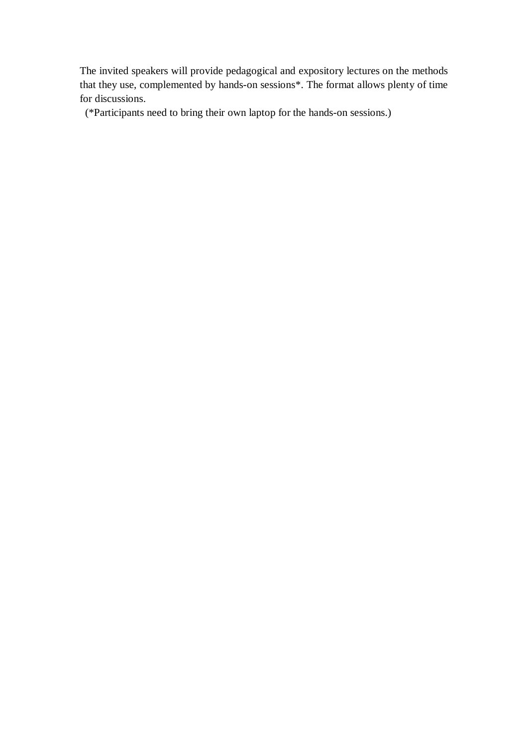The invited speakers will provide pedagogical and expository lectures on the methods that they use, complemented by hands-on sessions*. The format allows plenty of time for discussions.

(*Participants need to bring their own laptop for the hands-on sessions.)